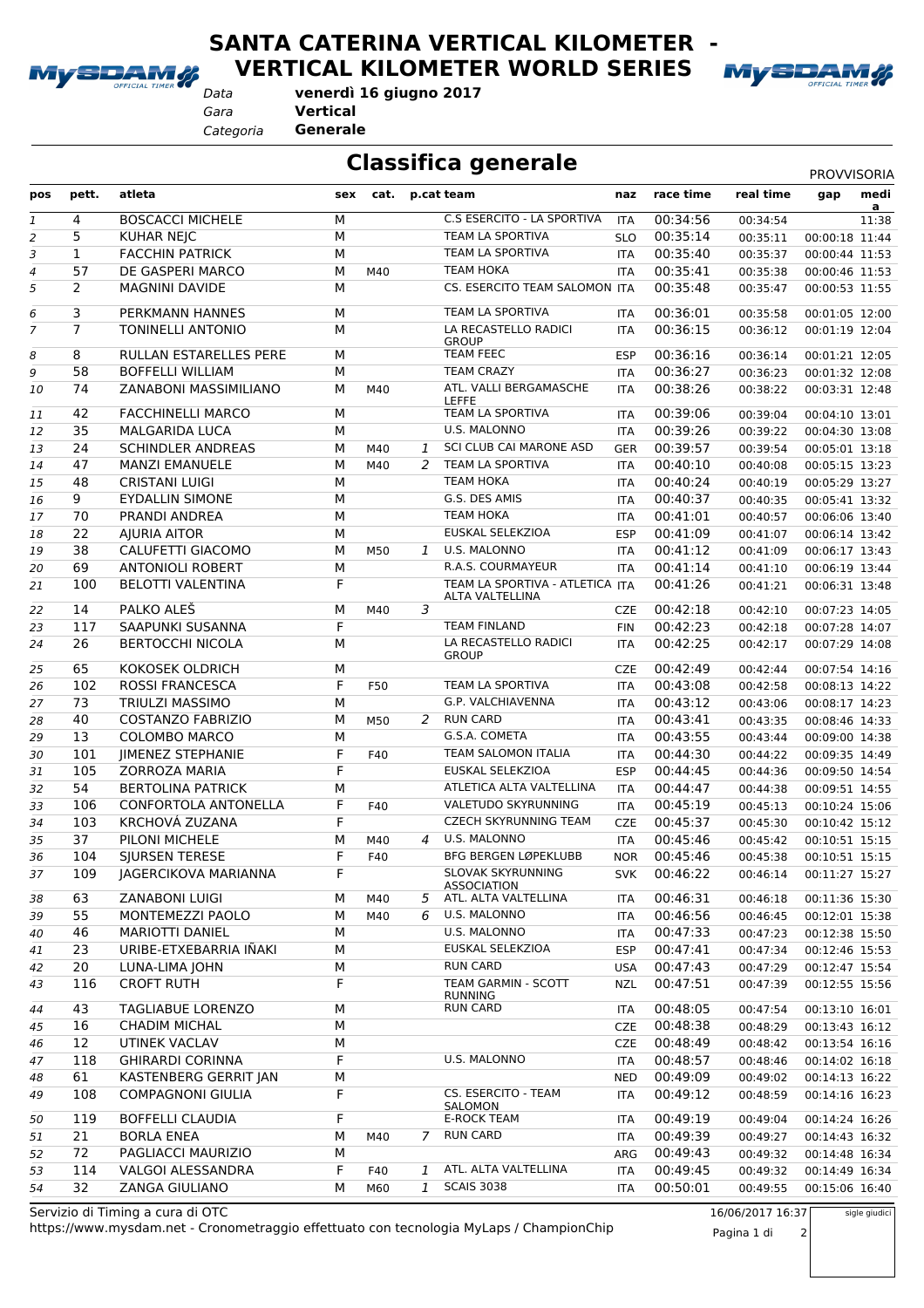# SANTA CATERINA VERTICAL KILOMETER - VERTICAL KILOMETER WORLD SERIES

*Data* **venerdì 16 giugno 2017**
*Gara* **Vertical**
*Categoria* **Generale**

## Classifica generale

PROVVISORIA

| pos | pett. | atleta | sex | cat. | p.cat | team | naz | race time | real time | gap | media |
|---|---|---|---|---|---|---|---|---|---|---|---|
| 1 | 4 | BOSCACCI MICHELE | M | | | C.S ESERCITO - LA SPORTIVA | ITA | 00:34:56 | 00:34:54 | | 11:38 |
| 2 | 5 | KUHAR NEJC | M | | | TEAM LA SPORTIVA | SLO | 00:35:14 | 00:35:11 | 00:00:18 | 11:44 |
| 3 | 1 | FACCHIN PATRICK | M | | | TEAM LA SPORTIVA | ITA | 00:35:40 | 00:35:37 | 00:00:44 | 11:53 |
| 4 | 57 | DE GASPERI MARCO | M | M40 | | TEAM HOKA | ITA | 00:35:41 | 00:35:38 | 00:00:46 | 11:53 |
| 5 | 2 | MAGNINI DAVIDE | M | | | CS. ESERCITO TEAM SALOMON | ITA | 00:35:48 | 00:35:47 | 00:00:53 | 11:55 |
| 6 | 3 | PERKMANN HANNES | M | | | TEAM LA SPORTIVA | ITA | 00:36:01 | 00:35:58 | 00:01:05 | 12:00 |
| 7 | 7 | TONINELLI ANTONIO | M | | | LA RECASTELLO RADICI GROUP | ITA | 00:36:15 | 00:36:12 | 00:01:19 | 12:04 |
| 8 | 8 | RULLAN ESTARELLES PERE | M | | | TEAM FEEC | ESP | 00:36:16 | 00:36:14 | 00:01:21 | 12:05 |
| 9 | 58 | BOFFELLI WILLIAM | M | | | TEAM CRAZY | ITA | 00:36:27 | 00:36:23 | 00:01:32 | 12:08 |
| 10 | 74 | ZANABONI MASSIMILIANO | M | M40 | | ATL. VALLI BERGAMASCHE LEFFE | ITA | 00:38:26 | 00:38:22 | 00:03:31 | 12:48 |
| 11 | 42 | FACCHINELLI MARCO | M | | | TEAM LA SPORTIVA | ITA | 00:39:06 | 00:39:04 | 00:04:10 | 13:01 |
| 12 | 35 | MALGARIDA LUCA | M | | | U.S. MALONNO | ITA | 00:39:26 | 00:39:22 | 00:04:30 | 13:08 |
| 13 | 24 | SCHINDLER ANDREAS | M | M40 | 1 | SCI CLUB CAI MARONE ASD | GER | 00:39:57 | 00:39:54 | 00:05:01 | 13:18 |
| 14 | 47 | MANZI EMANUELE | M | M40 | 2 | TEAM LA SPORTIVA | ITA | 00:40:10 | 00:40:08 | 00:05:15 | 13:23 |
| 15 | 48 | CRISTANI LUIGI | M | | | TEAM HOKA | ITA | 00:40:24 | 00:40:19 | 00:05:29 | 13:27 |
| 16 | 9 | EYDALLIN SIMONE | M | | | G.S. DES AMIS | ITA | 00:40:37 | 00:40:35 | 00:05:41 | 13:32 |
| 17 | 70 | PRANDI ANDREA | M | | | TEAM HOKA | ITA | 00:41:01 | 00:40:57 | 00:06:06 | 13:40 |
| 18 | 22 | AJURIA AITOR | M | | | EUSKAL SELEKZIOA | ESP | 00:41:09 | 00:41:07 | 00:06:14 | 13:42 |
| 19 | 38 | CALUFETTI GIACOMO | M | M50 | 1 | U.S. MALONNO | ITA | 00:41:12 | 00:41:09 | 00:06:17 | 13:43 |
| 20 | 69 | ANTONIOLI ROBERT | M | | | R.A.S. COURMAYEUR | ITA | 00:41:14 | 00:41:10 | 00:06:19 | 13:44 |
| 21 | 100 | BELOTTI VALENTINA | F | | | TEAM LA SPORTIVA - ATLETICA ALTA VALTELLINA | ITA | 00:41:26 | 00:41:21 | 00:06:31 | 13:48 |
| 22 | 14 | PALKO ALEŠ | M | M40 | 3 | | CZE | 00:42:18 | 00:42:10 | 00:07:23 | 14:05 |
| 23 | 117 | SAAPUNKI SUSANNA | F | | | TEAM FINLAND | FIN | 00:42:23 | 00:42:18 | 00:07:28 | 14:07 |
| 24 | 26 | BERTOCCHI NICOLA | M | | | LA RECASTELLO RADICI GROUP | ITA | 00:42:25 | 00:42:17 | 00:07:29 | 14:08 |
| 25 | 65 | KOKOSEK OLDRICH | M | | | | CZE | 00:42:49 | 00:42:44 | 00:07:54 | 14:16 |
| 26 | 102 | ROSSI FRANCESCA | F | F50 | | TEAM LA SPORTIVA | ITA | 00:43:08 | 00:42:58 | 00:08:13 | 14:22 |
| 27 | 73 | TRIULZI MASSIMO | M | | | G.P. VALCHIAVENNA | ITA | 00:43:12 | 00:43:06 | 00:08:17 | 14:23 |
| 28 | 40 | COSTANZO FABRIZIO | M | M50 | 2 | RUN CARD | ITA | 00:43:41 | 00:43:35 | 00:08:46 | 14:33 |
| 29 | 13 | COLOMBO MARCO | M | | | G.S.A. COMETA | ITA | 00:43:55 | 00:43:44 | 00:09:00 | 14:38 |
| 30 | 101 | JIMENEZ STEPHANIE | F | F40 | | TEAM SALOMON ITALIA | ITA | 00:44:30 | 00:44:22 | 00:09:35 | 14:49 |
| 31 | 105 | ZORROZA MARIA | F | | | EUSKAL SELEKZIOA | ESP | 00:44:45 | 00:44:36 | 00:09:50 | 14:54 |
| 32 | 54 | BERTOLINA PATRICK | M | | | ATLETICA ALTA VALTELLINA | ITA | 00:44:47 | 00:44:38 | 00:09:51 | 14:55 |
| 33 | 106 | CONFORTOLA ANTONELLA | F | F40 | | VALETUDO SKYRUNNING | ITA | 00:45:19 | 00:45:13 | 00:10:24 | 15:06 |
| 34 | 103 | KRCHOVÁ ZUZANA | F | | | CZECH SKYRUNNING TEAM | CZE | 00:45:37 | 00:45:30 | 00:10:42 | 15:12 |
| 35 | 37 | PILONI MICHELE | M | M40 | 4 | U.S. MALONNO | ITA | 00:45:46 | 00:45:42 | 00:10:51 | 15:15 |
| 36 | 104 | SJURSEN TERESE | F | F40 | | BFG BERGEN LØPEKLUBB | NOR | 00:45:46 | 00:45:38 | 00:10:51 | 15:15 |
| 37 | 109 | JAGERCIKOVA MARIANNA | F | | | SLOVAK SKYRUNNING ASSOCIATION | SVK | 00:46:22 | 00:46:14 | 00:11:27 | 15:27 |
| 38 | 63 | ZANABONI LUIGI | M | M40 | 5 | ATL. ALTA VALTELLINA | ITA | 00:46:31 | 00:46:18 | 00:11:36 | 15:30 |
| 39 | 55 | MONTEMEZZI PAOLO | M | M40 | 6 | U.S. MALONNO | ITA | 00:46:56 | 00:46:45 | 00:12:01 | 15:38 |
| 40 | 46 | MARIOTTI DANIEL | M | | | U.S. MALONNO | ITA | 00:47:33 | 00:47:23 | 00:12:38 | 15:50 |
| 41 | 23 | URIBE-ETXEBARRIA IÑAKI | M | | | EUSKAL SELEKZIOA | ESP | 00:47:41 | 00:47:34 | 00:12:46 | 15:53 |
| 42 | 20 | LUNA-LIMA JOHN | M | | | RUN CARD | USA | 00:47:43 | 00:47:29 | 00:12:47 | 15:54 |
| 43 | 116 | CROFT RUTH | F | | | TEAM GARMIN - SCOTT RUNNING | NZL | 00:47:51 | 00:47:39 | 00:12:55 | 15:56 |
| 44 | 43 | TAGLIABUE LORENZO | M | | | RUN CARD | ITA | 00:48:05 | 00:47:54 | 00:13:10 | 16:01 |
| 45 | 16 | CHADIM MICHAL | M | | | | CZE | 00:48:38 | 00:48:29 | 00:13:43 | 16:12 |
| 46 | 12 | UTINEK VACLAV | M | | | | CZE | 00:48:49 | 00:48:42 | 00:13:54 | 16:16 |
| 47 | 118 | GHIRARDI CORINNA | F | | | U.S. MALONNO | ITA | 00:48:57 | 00:48:46 | 00:14:02 | 16:18 |
| 48 | 61 | KASTENBERG GERRIT JAN | M | | | | NED | 00:49:09 | 00:49:02 | 00:14:13 | 16:22 |
| 49 | 108 | COMPAGNONI GIULIA | F | | | CS. ESERCITO - TEAM SALOMON | ITA | 00:49:12 | 00:48:59 | 00:14:16 | 16:23 |
| 50 | 119 | BOFFELLI CLAUDIA | F | | | E-ROCK TEAM | ITA | 00:49:19 | 00:49:04 | 00:14:24 | 16:26 |
| 51 | 21 | BORLA ENEA | M | M40 | 7 | RUN CARD | ITA | 00:49:39 | 00:49:27 | 00:14:43 | 16:32 |
| 52 | 72 | PAGLIACCI MAURIZIO | M | | | | ARG | 00:49:43 | 00:49:32 | 00:14:48 | 16:34 |
| 53 | 114 | VALGOI ALESSANDRA | F | F40 | 1 | ATL. ALTA VALTELLINA | ITA | 00:49:45 | 00:49:32 | 00:14:49 | 16:34 |
| 54 | 32 | ZANGA GIULIANO | M | M60 | 1 | SCAIS 3038 | ITA | 00:50:01 | 00:49:55 | 00:15:06 | 16:40 |

Servizio di Timing a cura di OTC
https://www.mysdam.net - Cronometraggio effettuato con tecnologia MyLaps / ChampionChip

16/06/2017 16:37

sigle giudici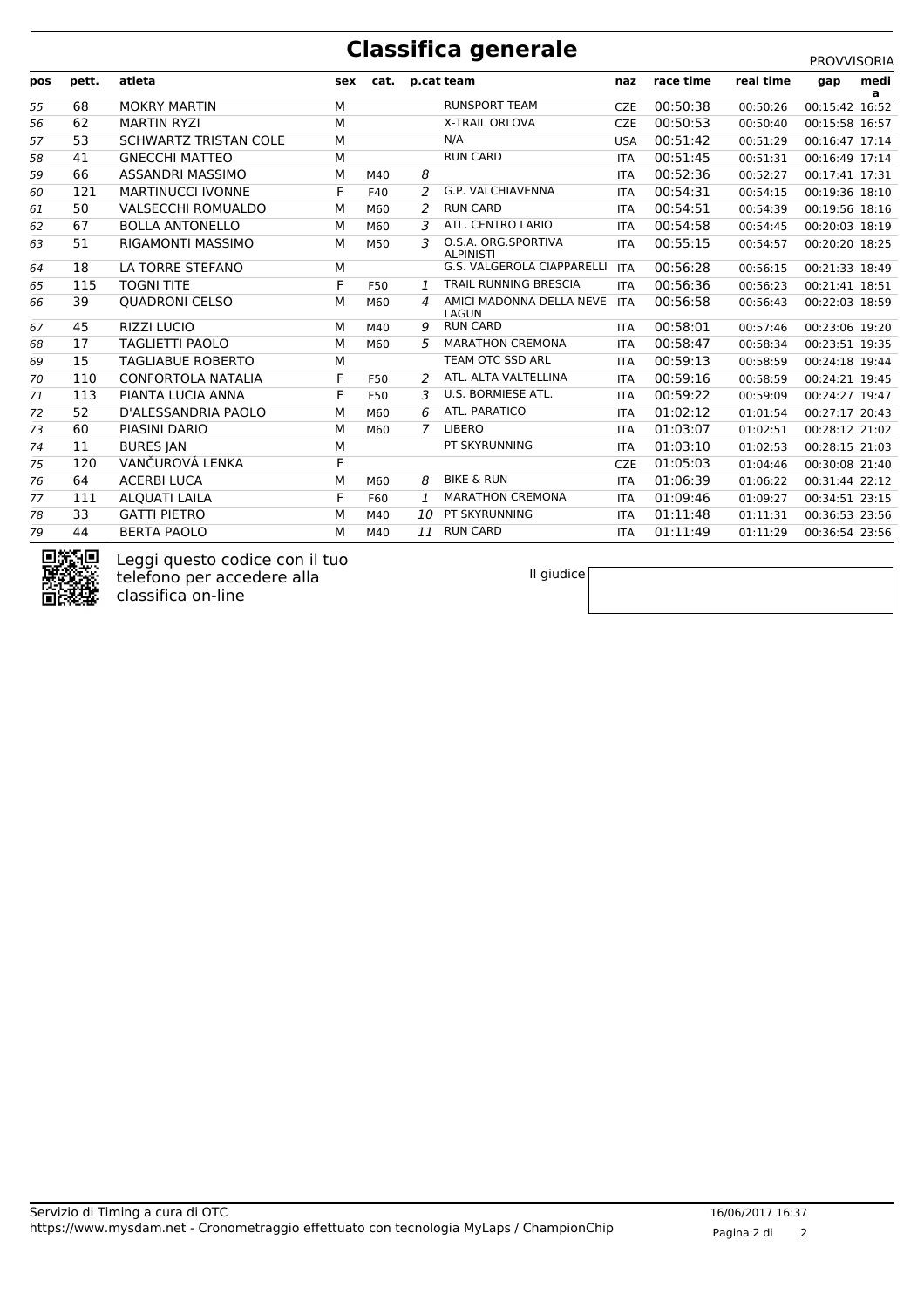# Classifica generale

PROVVISORIA

| pos | pett. | atleta | sex | cat. | p.cat | team | naz | race time | real time | gap | media |
|---|---|---|---|---|---|---|---|---|---|---|---|
| 55 | 68 | MOKRY MARTIN | M | | | RUNSPORT TEAM | CZE | 00:50:38 | 00:50:26 | 00:15:42 | 16:52 |
| 56 | 62 | MARTIN RYZI | M | | | X-TRAIL ORLOVA | CZE | 00:50:53 | 00:50:40 | 00:15:58 | 16:57 |
| 57 | 53 | SCHWARTZ TRISTAN COLE | M | | | N/A | USA | 00:51:42 | 00:51:29 | 00:16:47 | 17:14 |
| 58 | 41 | GNECCHI MATTEO | M | | | RUN CARD | ITA | 00:51:45 | 00:51:31 | 00:16:49 | 17:14 |
| 59 | 66 | ASSANDRI MASSIMO | M | M40 | 8 | | ITA | 00:52:36 | 00:52:27 | 00:17:41 | 17:31 |
| 60 | 121 | MARTINUCCI IVONNE | F | F40 | 2 | G.P. VALCHIAVENNA | ITA | 00:54:31 | 00:54:15 | 00:19:36 | 18:10 |
| 61 | 50 | VALSECCHI ROMUALDO | M | M60 | 2 | RUN CARD | ITA | 00:54:51 | 00:54:39 | 00:19:56 | 18:16 |
| 62 | 67 | BOLLA ANTONELLO | M | M60 | 3 | ATL. CENTRO LARIO | ITA | 00:54:58 | 00:54:45 | 00:20:03 | 18:19 |
| 63 | 51 | RIGAMONTI MASSIMO | M | M50 | 3 | O.S.A. ORG.SPORTIVA ALPINISTI | ITA | 00:55:15 | 00:54:57 | 00:20:20 | 18:25 |
| 64 | 18 | LA TORRE STEFANO | M | | | G.S. VALGEROLA CIAPPARELLI | ITA | 00:56:28 | 00:56:15 | 00:21:33 | 18:49 |
| 65 | 115 | TOGNI TITE | F | F50 | 1 | TRAIL RUNNING BRESCIA | ITA | 00:56:36 | 00:56:23 | 00:21:41 | 18:51 |
| 66 | 39 | QUADRONI CELSO | M | M60 | 4 | AMICI MADONNA DELLA NEVE LAGUN | ITA | 00:56:58 | 00:56:43 | 00:22:03 | 18:59 |
| 67 | 45 | RIZZI LUCIO | M | M40 | 9 | RUN CARD | ITA | 00:58:01 | 00:57:46 | 00:23:06 | 19:20 |
| 68 | 17 | TAGLIETTI PAOLO | M | M60 | 5 | MARATHON CREMONA | ITA | 00:58:47 | 00:58:34 | 00:23:51 | 19:35 |
| 69 | 15 | TAGLIABUE ROBERTO | M | | | TEAM OTC SSD ARL | ITA | 00:59:13 | 00:58:59 | 00:24:18 | 19:44 |
| 70 | 110 | CONFORTOLA NATALIA | F | F50 | 2 | ATL. ALTA VALTELLINA | ITA | 00:59:16 | 00:58:59 | 00:24:21 | 19:45 |
| 71 | 113 | PIANTA LUCIA ANNA | F | F50 | 3 | U.S. BORMIESE ATL. | ITA | 00:59:22 | 00:59:09 | 00:24:27 | 19:47 |
| 72 | 52 | D'ALESSANDRIA PAOLO | M | M60 | 6 | ATL. PARATICO | ITA | 01:02:12 | 01:01:54 | 00:27:17 | 20:43 |
| 73 | 60 | PIASINI DARIO | M | M60 | 7 | LIBERO | ITA | 01:03:07 | 01:02:51 | 00:28:12 | 21:02 |
| 74 | 11 | BURES JAN | M | | | PT SKYRUNNING | ITA | 01:03:10 | 01:02:53 | 00:28:15 | 21:03 |
| 75 | 120 | VANČUROVÁ LENKA | F | | | | CZE | 01:05:03 | 01:04:46 | 00:30:08 | 21:40 |
| 76 | 64 | ACERBI LUCA | M | M60 | 8 | BIKE & RUN | ITA | 01:06:39 | 01:06:22 | 00:31:44 | 22:12 |
| 77 | 111 | ALQUATI LAILA | F | F60 | 1 | MARATHON CREMONA | ITA | 01:09:46 | 01:09:27 | 00:34:51 | 23:15 |
| 78 | 33 | GATTI PIETRO | M | M40 | 10 | PT SKYRUNNING | ITA | 01:11:48 | 01:11:31 | 00:36:53 | 23:56 |
| 79 | 44 | BERTA PAOLO | M | M40 | 11 | RUN CARD | ITA | 01:11:49 | 01:11:29 | 00:36:54 | 23:56 |

Leggi questo codice con il tuo telefono per accedere alla classifica on-line

Il giudice

Servizio di Timing a cura di OTC
https://www.mysdam.net - Cronometraggio effettuato con tecnologia MyLaps / ChampionChip

16/06/2017 16:37